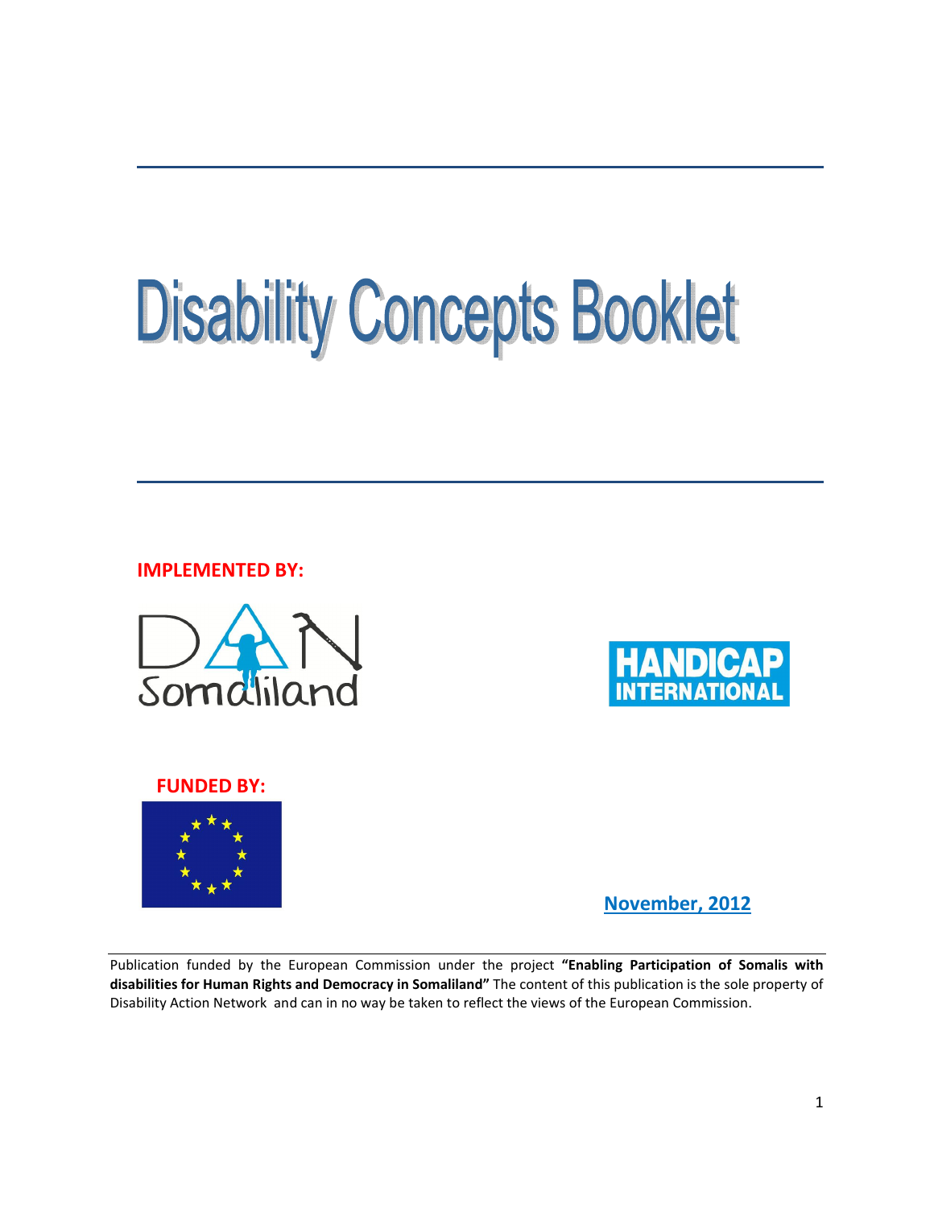# Disability Concepts Booklet

**IMPLEMENTED BY:**

DAN Somaliland

HANDICAP INTERNATIONAL

**FUNDED BY:**

November, 2012

Publication funded by the European Commission under the project **"Enabling Participation of Somalis with disabilities for Human Rights and Democracy in Somaliland"** The content of this publication is the sole property of Disability Action Network and can in no way be taken to reflect the views of the European Commission.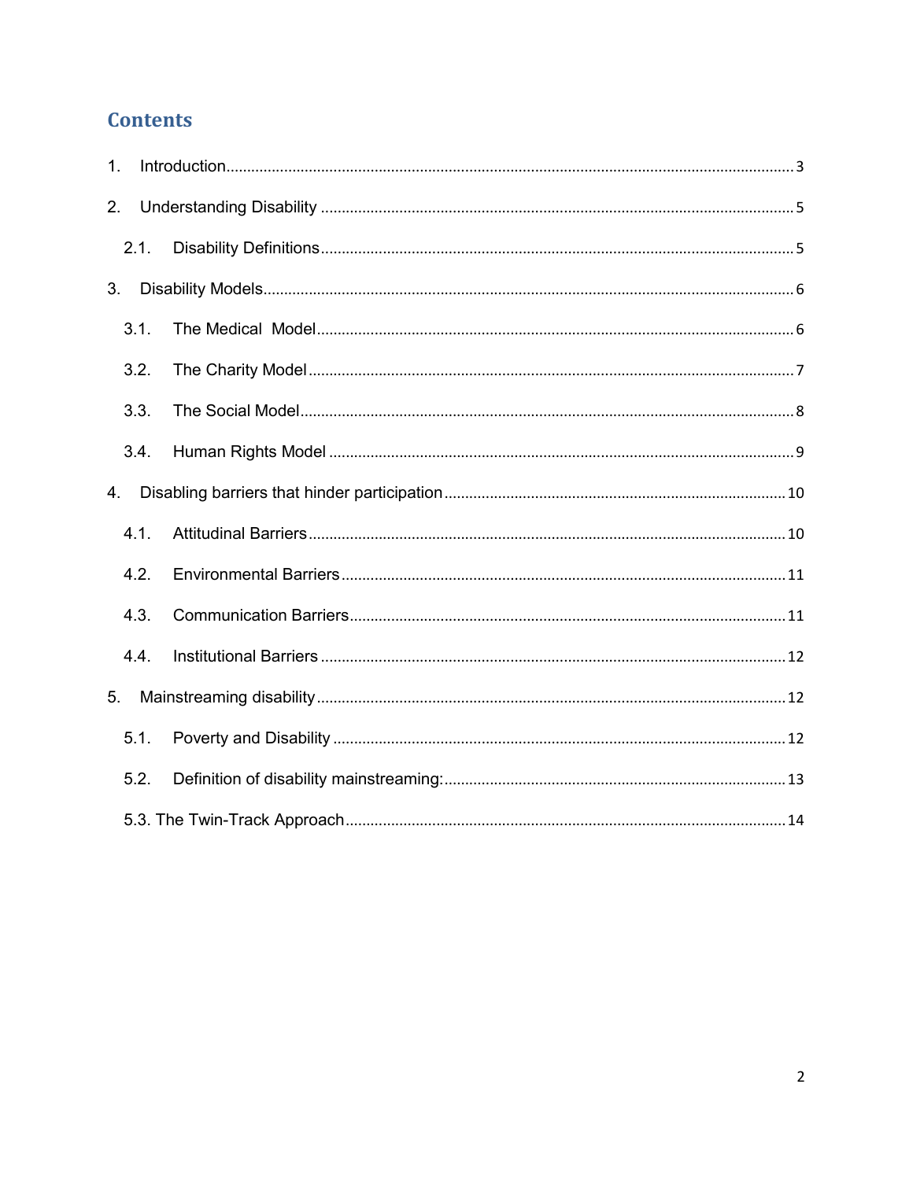# Contents

1. Introduction ........................................................................................................................ 3

2. Understanding Disability ................................................................................................. 5

   2.1. Disability Definitions ................................................................................................. 5

3. Disability Models ............................................................................................................... 6

   3.1. The Medical  Model .................................................................................................. 6

   3.2. The Charity Model ..................................................................................................... 7

   3.3. The Social Model ...................................................................................................... 8

   3.4. Human Rights Model ............................................................................................... 9

4. Disabling barriers that hinder participation ................................................................. 10

   4.1. Attitudinal Barriers ................................................................................................. 10

   4.2. Environmental Barriers .......................................................................................... 11

   4.3. Communication Barriers ........................................................................................ 11

   4.4. Institutional Barriers ............................................................................................... 12

5. Mainstreaming disability ................................................................................................ 12

   5.1. Poverty and Disability ............................................................................................ 12

   5.2. Definition of disability mainstreaming: ................................................................. 13

   5.3. The Twin-Track Approach ........................................................................................ 14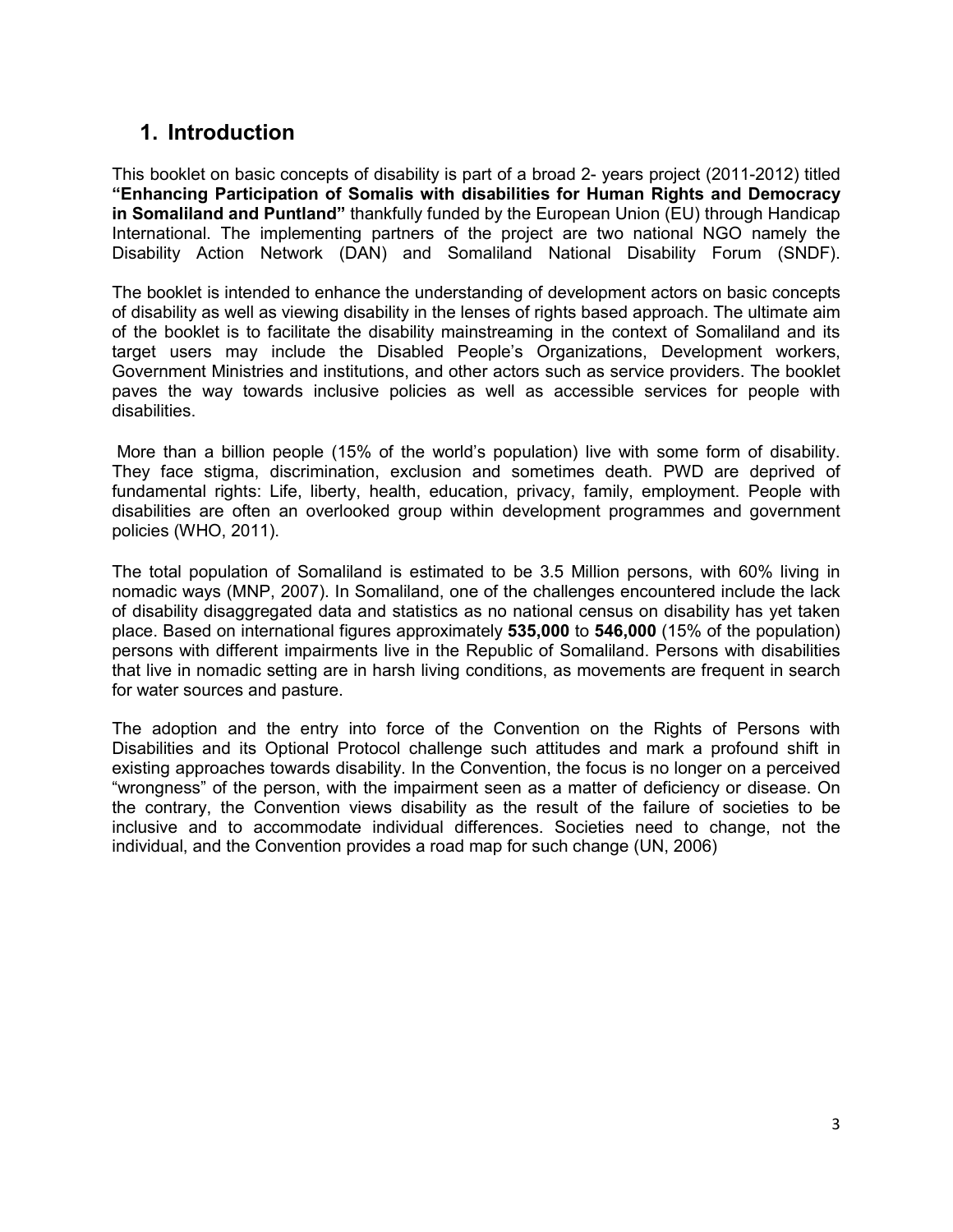# 1. Introduction

This booklet on basic concepts of disability is part of a broad 2- years project (2011-2012) titled **"Enhancing Participation of Somalis with disabilities for Human Rights and Democracy in Somaliland and Puntland"** thankfully funded by the European Union (EU) through Handicap International. The implementing partners of the project are two national NGO namely the Disability Action Network (DAN) and Somaliland National Disability Forum (SNDF).

The booklet is intended to enhance the understanding of development actors on basic concepts of disability as well as viewing disability in the lenses of rights based approach. The ultimate aim of the booklet is to facilitate the disability mainstreaming in the context of Somaliland and its target users may include the Disabled People's Organizations, Development workers, Government Ministries and institutions, and other actors such as service providers. The booklet paves the way towards inclusive policies as well as accessible services for people with disabilities.

More than a billion people (15% of the world's population) live with some form of disability. They face stigma, discrimination, exclusion and sometimes death. PWD are deprived of fundamental rights: Life, liberty, health, education, privacy, family, employment. People with disabilities are often an overlooked group within development programmes and government policies (WHO, 2011).

The total population of Somaliland is estimated to be 3.5 Million persons, with 60% living in nomadic ways (MNP, 2007). In Somaliland, one of the challenges encountered include the lack of disability disaggregated data and statistics as no national census on disability has yet taken place. Based on international figures approximately **535,000** to **546,000** (15% of the population) persons with different impairments live in the Republic of Somaliland. Persons with disabilities that live in nomadic setting are in harsh living conditions, as movements are frequent in search for water sources and pasture.

The adoption and the entry into force of the Convention on the Rights of Persons with Disabilities and its Optional Protocol challenge such attitudes and mark a profound shift in existing approaches towards disability. In the Convention, the focus is no longer on a perceived "wrongness" of the person, with the impairment seen as a matter of deficiency or disease. On the contrary, the Convention views disability as the result of the failure of societies to be inclusive and to accommodate individual differences. Societies need to change, not the individual, and the Convention provides a road map for such change (UN, 2006)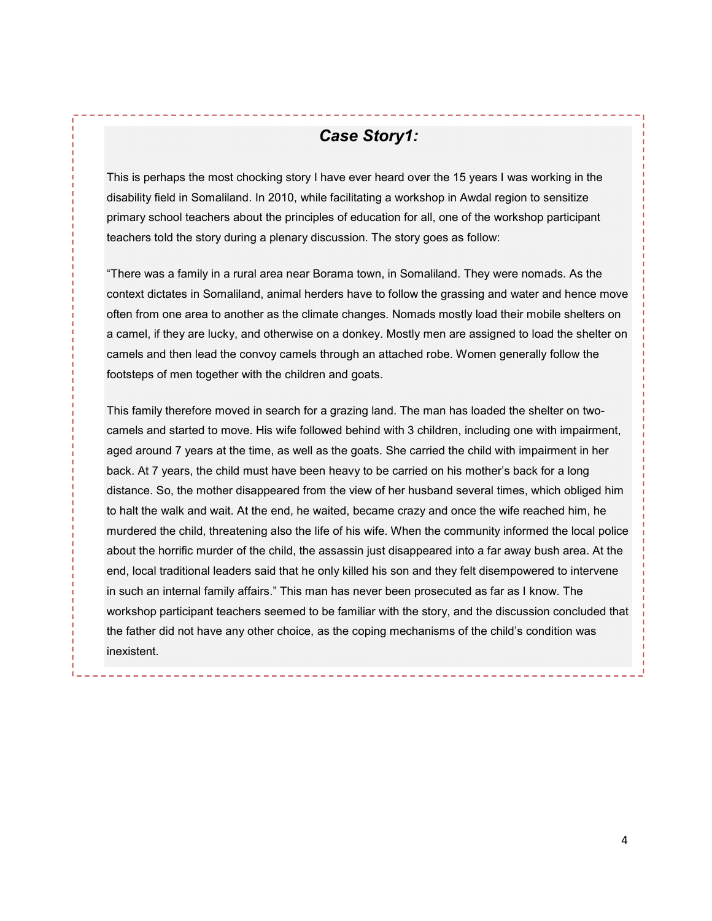### *Case Story1:*

This is perhaps the most chocking story I have ever heard over the 15 years I was working in the disability field in Somaliland. In 2010, while facilitating a workshop in Awdal region to sensitize primary school teachers about the principles of education for all, one of the workshop participant teachers told the story during a plenary discussion. The story goes as follow:

"There was a family in a rural area near Borama town, in Somaliland. They were nomads. As the context dictates in Somaliland, animal herders have to follow the grassing and water and hence move often from one area to another as the climate changes. Nomads mostly load their mobile shelters on a camel, if they are lucky, and otherwise on a donkey. Mostly men are assigned to load the shelter on camels and then lead the convoy camels through an attached robe. Women generally follow the footsteps of men together with the children and goats.

This family therefore moved in search for a grazing land. The man has loaded the shelter on two-camels and started to move. His wife followed behind with 3 children, including one with impairment, aged around 7 years at the time, as well as the goats. She carried the child with impairment in her back. At 7 years, the child must have been heavy to be carried on his mother's back for a long distance. So, the mother disappeared from the view of her husband several times, which obliged him to halt the walk and wait. At the end, he waited, became crazy and once the wife reached him, he murdered the child, threatening also the life of his wife. When the community informed the local police about the horrific murder of the child, the assassin just disappeared into a far away bush area. At the end, local traditional leaders said that he only killed his son and they felt disempowered to intervene in such an internal family affairs." This man has never been prosecuted as far as I know. The workshop participant teachers seemed to be familiar with the story, and the discussion concluded that the father did not have any other choice, as the coping mechanisms of the child's condition was inexistent.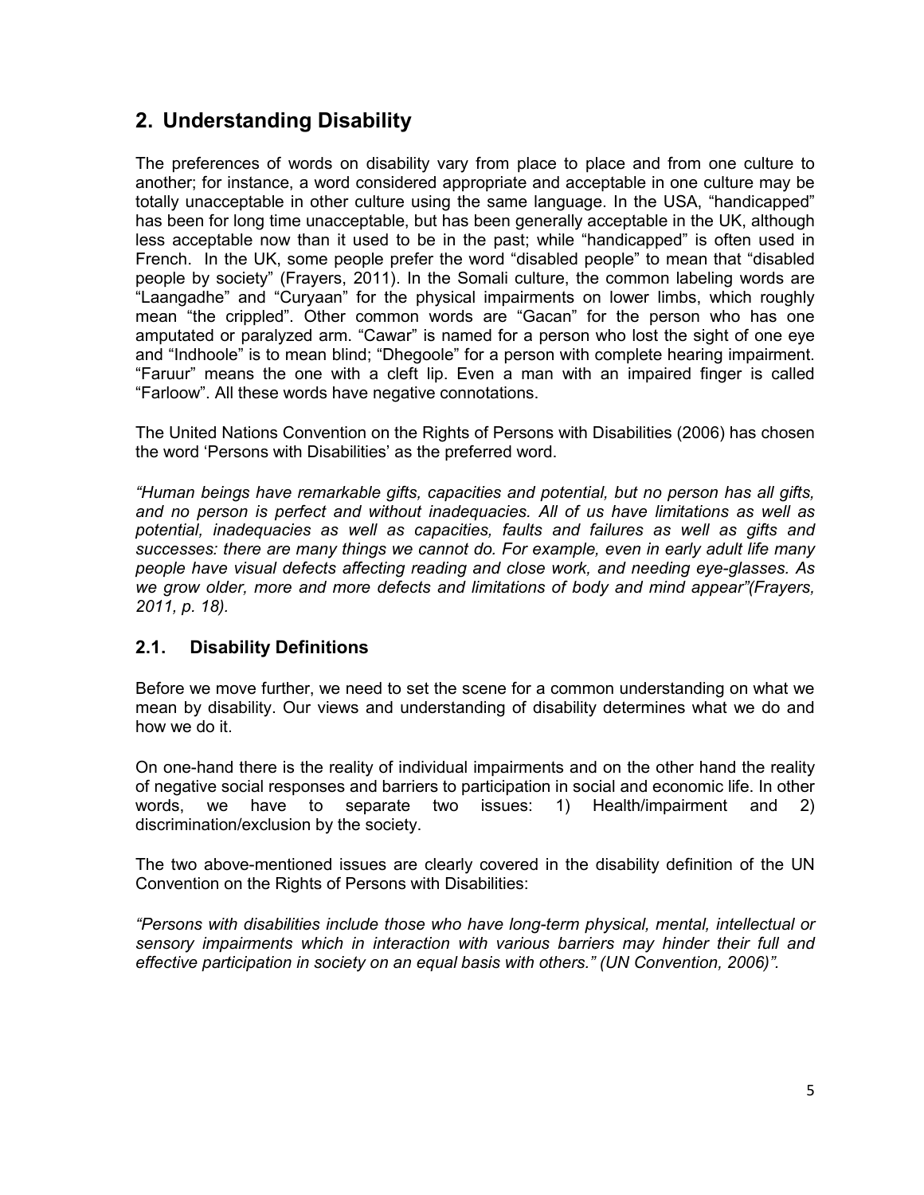## 2. Understanding Disability

The preferences of words on disability vary from place to place and from one culture to another; for instance, a word considered appropriate and acceptable in one culture may be totally unacceptable in other culture using the same language. In the USA, "handicapped" has been for long time unacceptable, but has been generally acceptable in the UK, although less acceptable now than it used to be in the past; while "handicapped" is often used in French. In the UK, some people prefer the word "disabled people" to mean that "disabled people by society" (Frayers, 2011). In the Somali culture, the common labeling words are "Laangadhe" and "Curyaan" for the physical impairments on lower limbs, which roughly mean "the crippled". Other common words are "Gacan" for the person who has one amputated or paralyzed arm. "Cawar" is named for a person who lost the sight of one eye and "Indhoole" is to mean blind; "Dhegoole" for a person with complete hearing impairment. "Faruur" means the one with a cleft lip. Even a man with an impaired finger is called "Farloow". All these words have negative connotations.

The United Nations Convention on the Rights of Persons with Disabilities (2006) has chosen the word 'Persons with Disabilities' as the preferred word.

*"Human beings have remarkable gifts, capacities and potential, but no person has all gifts, and no person is perfect and without inadequacies. All of us have limitations as well as potential, inadequacies as well as capacities, faults and failures as well as gifts and successes: there are many things we cannot do. For example, even in early adult life many people have visual defects affecting reading and close work, and needing eye-glasses. As we grow older, more and more defects and limitations of body and mind appear"(Frayers, 2011, p. 18).*

### 2.1. Disability Definitions

Before we move further, we need to set the scene for a common understanding on what we mean by disability. Our views and understanding of disability determines what we do and how we do it.

On one-hand there is the reality of individual impairments and on the other hand the reality of negative social responses and barriers to participation in social and economic life. In other words, we have to separate two issues: 1) Health/impairment and 2) discrimination/exclusion by the society.

The two above-mentioned issues are clearly covered in the disability definition of the UN Convention on the Rights of Persons with Disabilities:

*"Persons with disabilities include those who have long-term physical, mental, intellectual or sensory impairments which in interaction with various barriers may hinder their full and effective participation in society on an equal basis with others." (UN Convention, 2006)".*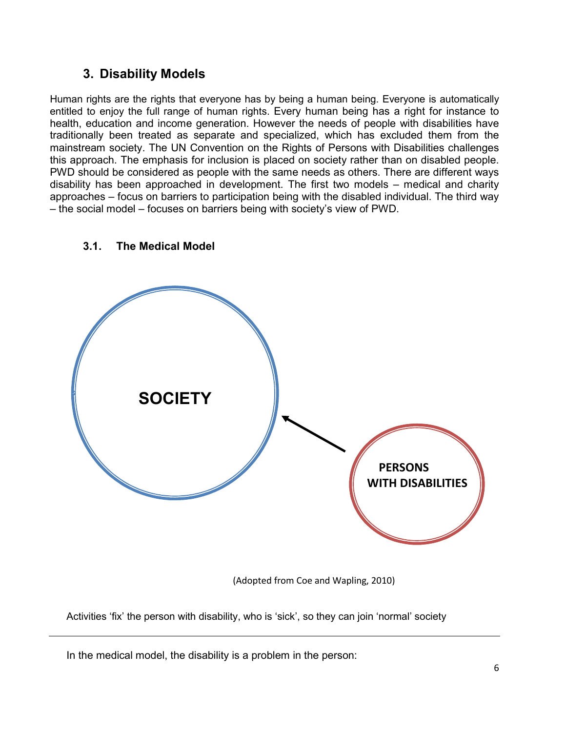## 3. Disability Models

Human rights are the rights that everyone has by being a human being. Everyone is automatically entitled to enjoy the full range of human rights. Every human being has a right for instance to health, education and income generation. However the needs of people with disabilities have traditionally been treated as separate and specialized, which has excluded them from the mainstream society. The UN Convention on the Rights of Persons with Disabilities challenges this approach. The emphasis for inclusion is placed on society rather than on disabled people. PWD should be considered as people with the same needs as others. There are different ways disability has been approached in development. The first two models – medical and charity approaches – focus on barriers to participation being with the disabled individual. The third way – the social model – focuses on barriers being with society's view of PWD.

### 3.1. The Medical Model

SOCIETY

PERSONS WITH DISABILITIES

(Adopted from Coe and Wapling, 2010)

Activities 'fix' the person with disability, who is 'sick', so they can join 'normal' society

---

In the medical model, the disability is a problem in the person: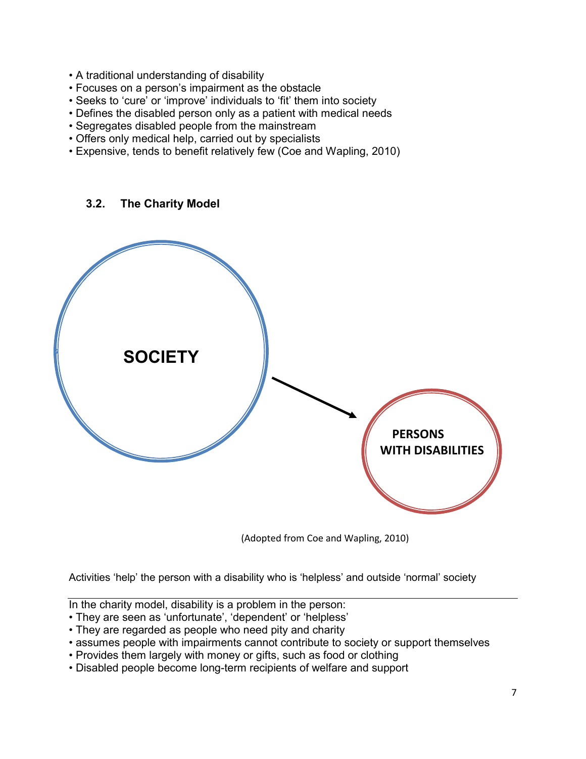- A traditional understanding of disability
- Focuses on a person's impairment as the obstacle
- Seeks to 'cure' or 'improve' individuals to 'fit' them into society
- Defines the disabled person only as a patient with medical needs
- Segregates disabled people from the mainstream
- Offers only medical help, carried out by specialists
- Expensive, tends to benefit relatively few (Coe and Wapling, 2010)

### 3.2. The Charity Model

SOCIETY

PERSONS WITH DISABILITIES

(Adopted from Coe and Wapling, 2010)

Activities 'help' the person with a disability who is 'helpless' and outside 'normal' society

In the charity model, disability is a problem in the person:

- They are seen as 'unfortunate', 'dependent' or 'helpless'
- They are regarded as people who need pity and charity
- assumes people with impairments cannot contribute to society or support themselves
- Provides them largely with money or gifts, such as food or clothing
- Disabled people become long-term recipients of welfare and support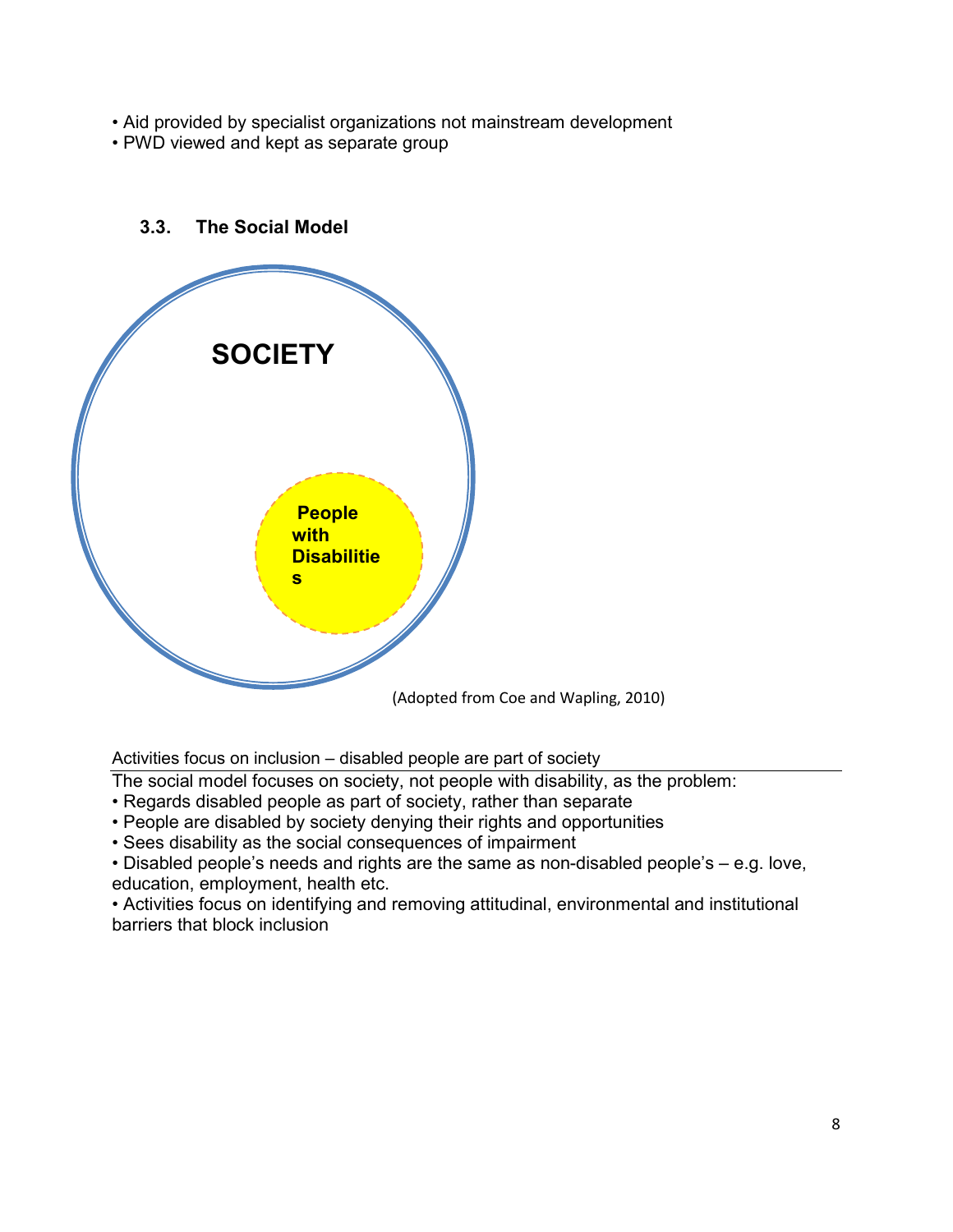- Aid provided by specialist organizations not mainstream development
- PWD viewed and kept as separate group

### 3.3. The Social Model

SOCIETY

People with Disabilities

(Adopted from Coe and Wapling, 2010)

Activities focus on inclusion – disabled people are part of society

The social model focuses on society, not people with disability, as the problem:

- Regards disabled people as part of society, rather than separate
- People are disabled by society denying their rights and opportunities
- Sees disability as the social consequences of impairment
- Disabled people's needs and rights are the same as non-disabled people's – e.g. love, education, employment, health etc.
- Activities focus on identifying and removing attitudinal, environmental and institutional barriers that block inclusion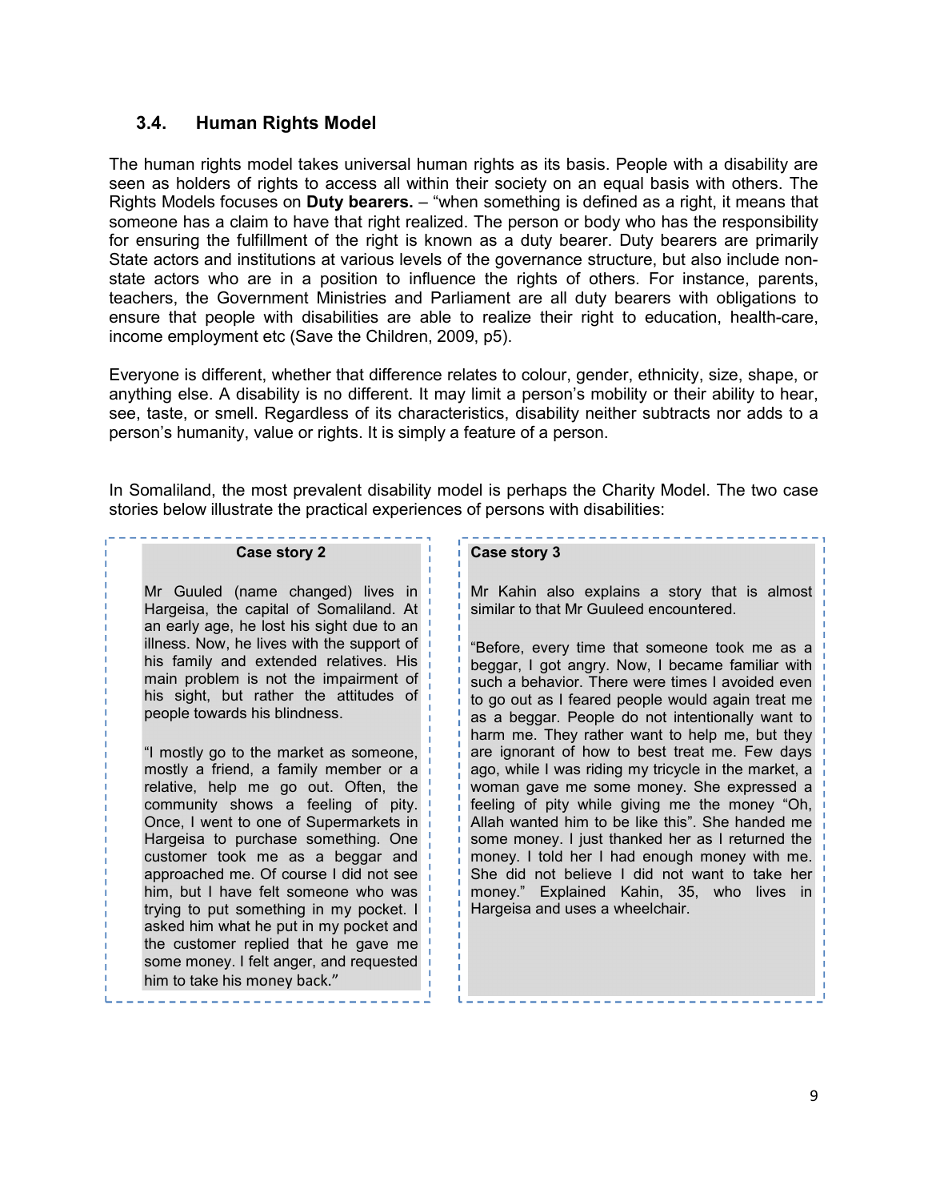## 3.4. Human Rights Model

The human rights model takes universal human rights as its basis. People with a disability are seen as holders of rights to access all within their society on an equal basis with others. The Rights Models focuses on **Duty bearers.** – "when something is defined as a right, it means that someone has a claim to have that right realized. The person or body who has the responsibility for ensuring the fulfillment of the right is known as a duty bearer. Duty bearers are primarily State actors and institutions at various levels of the governance structure, but also include non-state actors who are in a position to influence the rights of others. For instance, parents, teachers, the Government Ministries and Parliament are all duty bearers with obligations to ensure that people with disabilities are able to realize their right to education, health-care, income employment etc (Save the Children, 2009, p5).

Everyone is different, whether that difference relates to colour, gender, ethnicity, size, shape, or anything else. A disability is no different. It may limit a person's mobility or their ability to hear, see, taste, or smell. Regardless of its characteristics, disability neither subtracts nor adds to a person's humanity, value or rights. It is simply a feature of a person.

In Somaliland, the most prevalent disability model is perhaps the Charity Model. The two case stories below illustrate the practical experiences of persons with disabilities:

**Case story 2**

Mr Guuled (name changed) lives in Hargeisa, the capital of Somaliland. At an early age, he lost his sight due to an illness. Now, he lives with the support of his family and extended relatives. His main problem is not the impairment of his sight, but rather the attitudes of people towards his blindness.

"I mostly go to the market as someone, mostly a friend, a family member or a relative, help me go out. Often, the community shows a feeling of pity. Once, I went to one of Supermarkets in Hargeisa to purchase something. One customer took me as a beggar and approached me. Of course I did not see him, but I have felt someone who was trying to put something in my pocket. I asked him what he put in my pocket and the customer replied that he gave me some money. I felt anger, and requested him to take his money back."

**Case story 3**

Mr Kahin also explains a story that is almost similar to that Mr Guuleed encountered.

"Before, every time that someone took me as a beggar, I got angry. Now, I became familiar with such a behavior. There were times I avoided even to go out as I feared people would again treat me as a beggar. People do not intentionally want to harm me. They rather want to help me, but they are ignorant of how to best treat me. Few days ago, while I was riding my tricycle in the market, a woman gave me some money. She expressed a feeling of pity while giving me the money "Oh, Allah wanted him to be like this". She handed me some money. I just thanked her as I returned the money. I told her I had enough money with me. She did not believe I did not want to take her money." Explained Kahin, 35, who lives in Hargeisa and uses a wheelchair.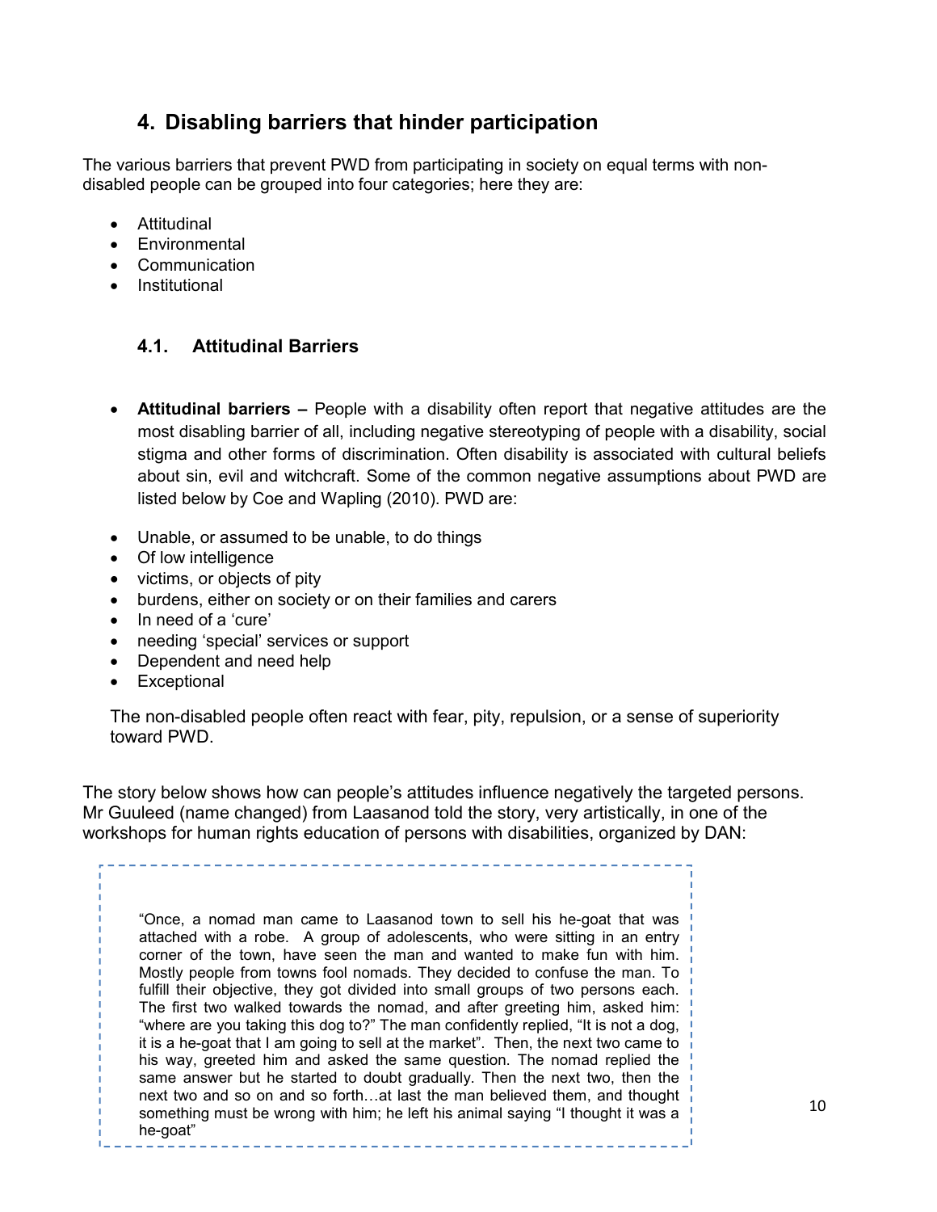## 4. Disabling barriers that hinder participation

The various barriers that prevent PWD from participating in society on equal terms with non-disabled people can be grouped into four categories; here they are:

- Attitudinal
- Environmental
- Communication
- Institutional

### 4.1. Attitudinal Barriers

- **Attitudinal barriers –** People with a disability often report that negative attitudes are the most disabling barrier of all, including negative stereotyping of people with a disability, social stigma and other forms of discrimination. Often disability is associated with cultural beliefs about sin, evil and witchcraft. Some of the common negative assumptions about PWD are listed below by Coe and Wapling (2010). PWD are:

- Unable, or assumed to be unable, to do things
- Of low intelligence
- victims, or objects of pity
- burdens, either on society or on their families and carers
- In need of a 'cure'
- needing 'special' services or support
- Dependent and need help
- Exceptional

The non-disabled people often react with fear, pity, repulsion, or a sense of superiority toward PWD.

The story below shows how can people's attitudes influence negatively the targeted persons. Mr Guuleed (name changed) from Laasanod told the story, very artistically, in one of the workshops for human rights education of persons with disabilities, organized by DAN:

> "Once, a nomad man came to Laasanod town to sell his he-goat that was attached with a robe. A group of adolescents, who were sitting in an entry corner of the town, have seen the man and wanted to make fun with him. Mostly people from towns fool nomads. They decided to confuse the man. To fulfill their objective, they got divided into small groups of two persons each. The first two walked towards the nomad, and after greeting him, asked him: "where are you taking this dog to?" The man confidently replied, "It is not a dog, it is a he-goat that I am going to sell at the market". Then, the next two came to his way, greeted him and asked the same question. The nomad replied the same answer but he started to doubt gradually. Then the next two, then the next two and so on and so forth…at last the man believed them, and thought something must be wrong with him; he left his animal saying "I thought it was a he-goat"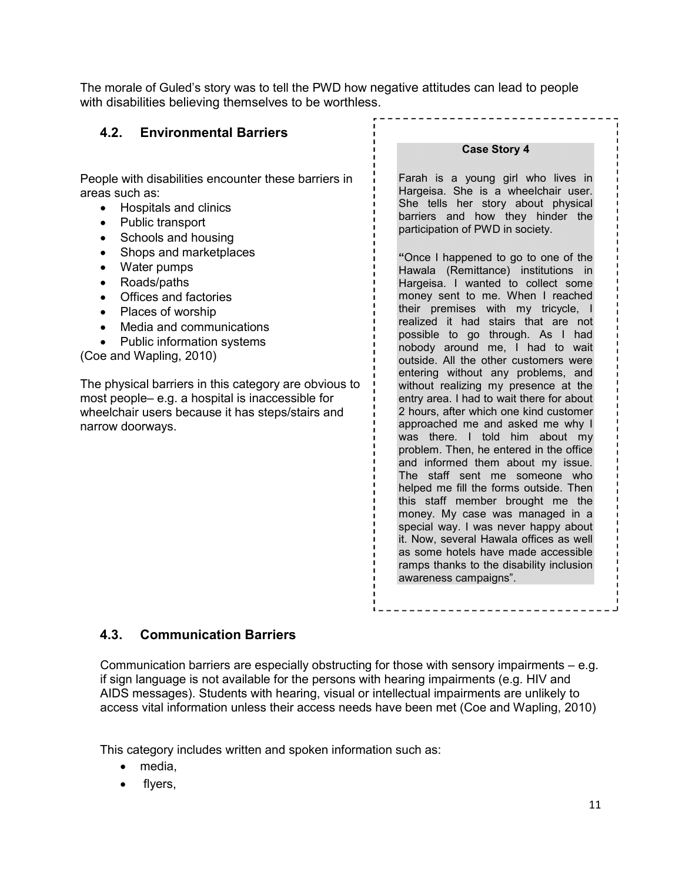The morale of Guled's story was to tell the PWD how negative attitudes can lead to people with disabilities believing themselves to be worthless.

## 4.2. Environmental Barriers

People with disabilities encounter these barriers in areas such as:

- Hospitals and clinics
- Public transport
- Schools and housing
- Shops and marketplaces
- Water pumps
- Roads/paths
- Offices and factories
- Places of worship
- Media and communications
- Public information systems

(Coe and Wapling, 2010)

The physical barriers in this category are obvious to most people– e.g. a hospital is inaccessible for wheelchair users because it has steps/stairs and narrow doorways.

> **Case Story 4**
>
> Farah is a young girl who lives in Hargeisa. She is a wheelchair user. She tells her story about physical barriers and how they hinder the participation of PWD in society.
>
> "Once I happened to go to one of the Hawala (Remittance) institutions in Hargeisa. I wanted to collect some money sent to me. When I reached their premises with my tricycle, I realized it had stairs that are not possible to go through. As I had nobody around me, I had to wait outside. All the other customers were entering without any problems, and without realizing my presence at the entry area. I had to wait there for about 2 hours, after which one kind customer approached me and asked me why I was there. I told him about my problem. Then, he entered in the office and informed them about my issue. The staff sent me someone who helped me fill the forms outside. Then this staff member brought me the money. My case was managed in a special way. I was never happy about it. Now, several Hawala offices as well as some hotels have made accessible ramps thanks to the disability inclusion awareness campaigns".

## 4.3. Communication Barriers

Communication barriers are especially obstructing for those with sensory impairments – e.g. if sign language is not available for the persons with hearing impairments (e.g. HIV and AIDS messages). Students with hearing, visual or intellectual impairments are unlikely to access vital information unless their access needs have been met (Coe and Wapling, 2010)

This category includes written and spoken information such as:

- media,
- flyers,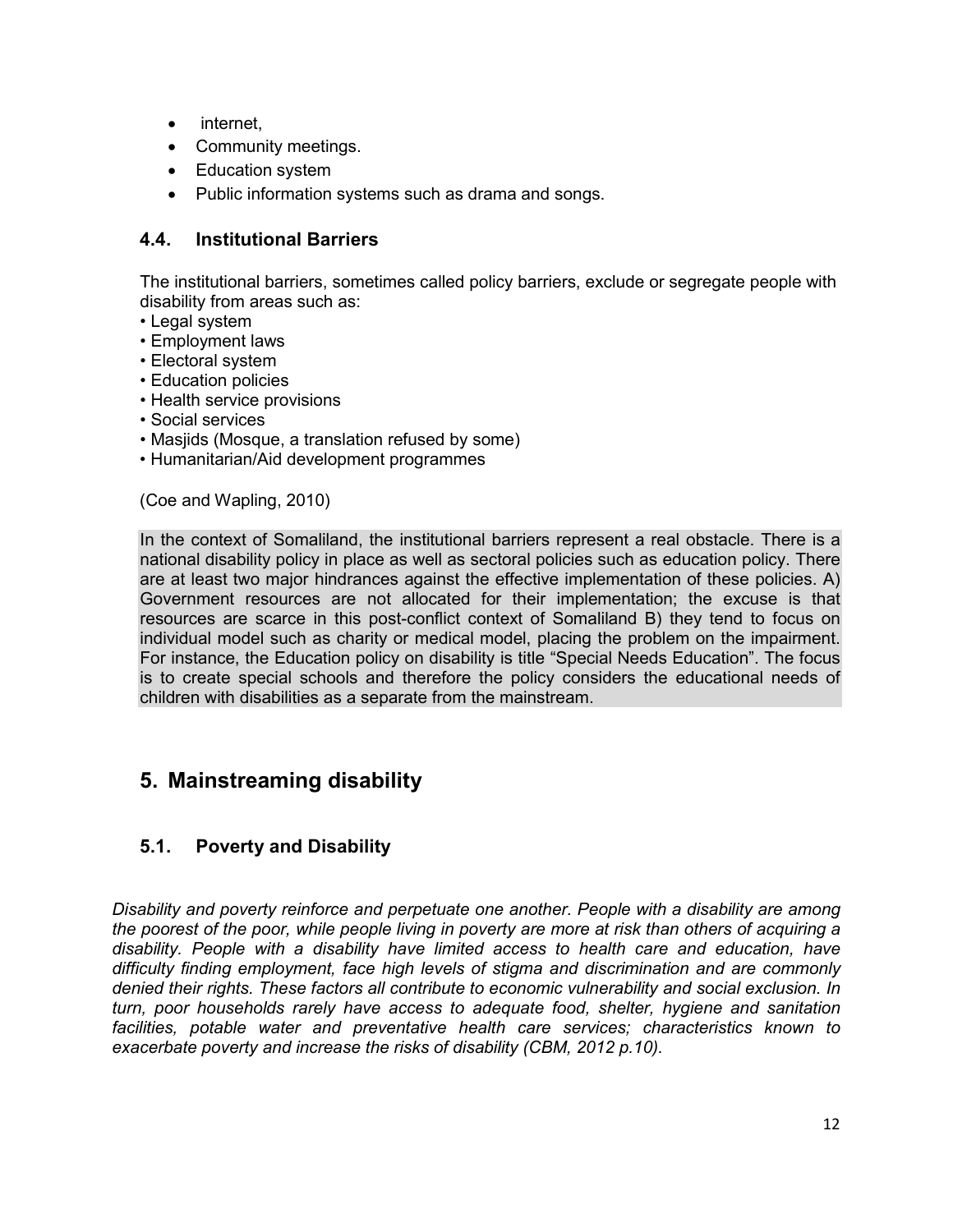- internet,
- Community meetings.
- Education system
- Public information systems such as drama and songs.

### 4.4. Institutional Barriers

The institutional barriers, sometimes called policy barriers, exclude or segregate people with disability from areas such as:

- Legal system
- Employment laws
- Electoral system
- Education policies
- Health service provisions
- Social services
- Masjids (Mosque, a translation refused by some)
- Humanitarian/Aid development programmes

(Coe and Wapling, 2010)

In the context of Somaliland, the institutional barriers represent a real obstacle. There is a national disability policy in place as well as sectoral policies such as education policy. There are at least two major hindrances against the effective implementation of these policies. A) Government resources are not allocated for their implementation; the excuse is that resources are scarce in this post-conflict context of Somaliland B) they tend to focus on individual model such as charity or medical model, placing the problem on the impairment. For instance, the Education policy on disability is title "Special Needs Education". The focus is to create special schools and therefore the policy considers the educational needs of children with disabilities as a separate from the mainstream.

## 5. Mainstreaming disability

### 5.1. Poverty and Disability

*Disability and poverty reinforce and perpetuate one another. People with a disability are among the poorest of the poor, while people living in poverty are more at risk than others of acquiring a disability. People with a disability have limited access to health care and education, have difficulty finding employment, face high levels of stigma and discrimination and are commonly denied their rights. These factors all contribute to economic vulnerability and social exclusion. In turn, poor households rarely have access to adequate food, shelter, hygiene and sanitation facilities, potable water and preventative health care services; characteristics known to exacerbate poverty and increase the risks of disability (CBM, 2012 p.10).*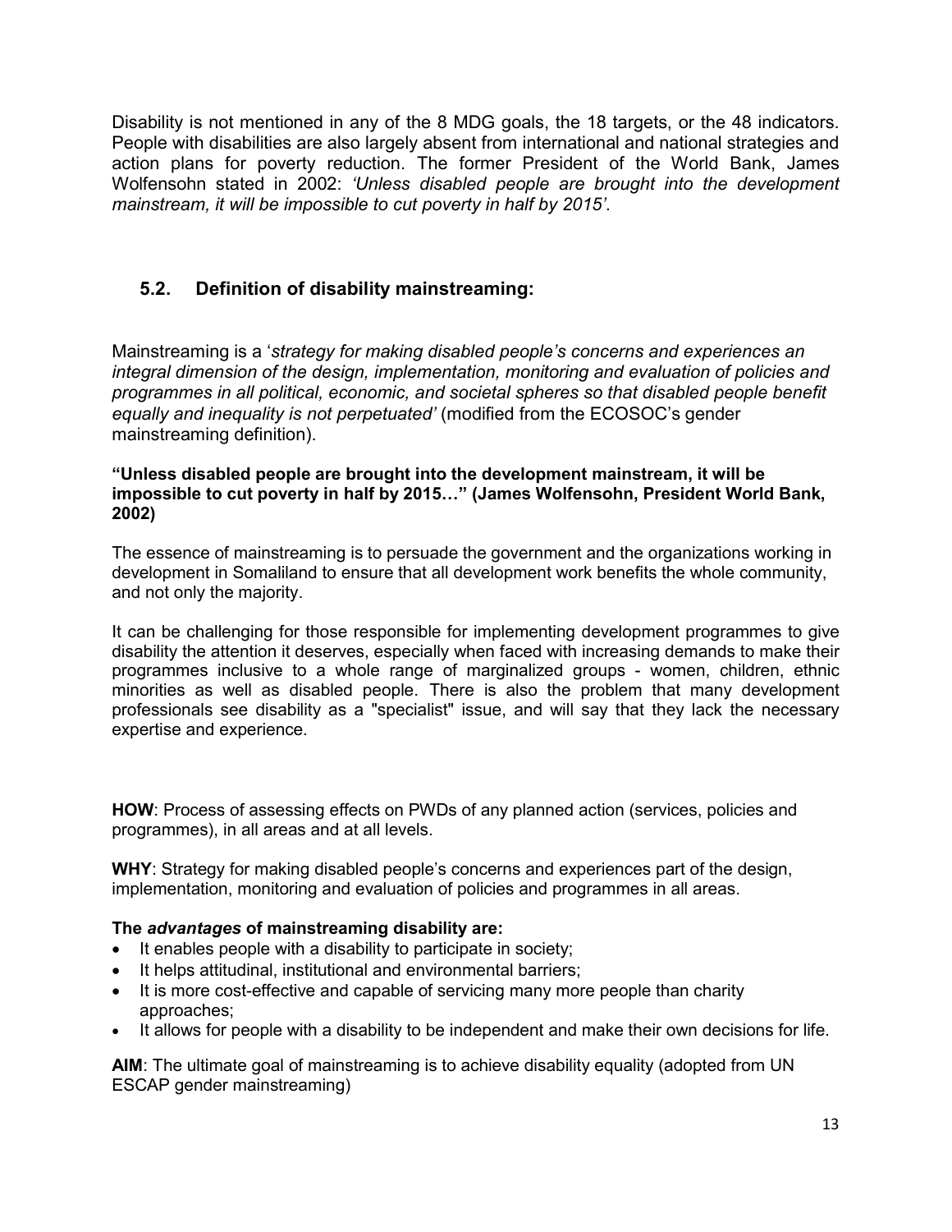Disability is not mentioned in any of the 8 MDG goals, the 18 targets, or the 48 indicators. People with disabilities are also largely absent from international and national strategies and action plans for poverty reduction. The former President of the World Bank, James Wolfensohn stated in 2002: *'Unless disabled people are brought into the development mainstream, it will be impossible to cut poverty in half by 2015'*.

## 5.2. Definition of disability mainstreaming:

Mainstreaming is a '*strategy for making disabled people's concerns and experiences an integral dimension of the design, implementation, monitoring and evaluation of policies and programmes in all political, economic, and societal spheres so that disabled people benefit equally and inequality is not perpetuated'* (modified from the ECOSOC's gender mainstreaming definition).

**"Unless disabled people are brought into the development mainstream, it will be impossible to cut poverty in half by 2015…" (James Wolfensohn, President World Bank, 2002)**

The essence of mainstreaming is to persuade the government and the organizations working in development in Somaliland to ensure that all development work benefits the whole community, and not only the majority.

It can be challenging for those responsible for implementing development programmes to give disability the attention it deserves, especially when faced with increasing demands to make their programmes inclusive to a whole range of marginalized groups - women, children, ethnic minorities as well as disabled people. There is also the problem that many development professionals see disability as a "specialist" issue, and will say that they lack the necessary expertise and experience.

**HOW**: Process of assessing effects on PWDs of any planned action (services, policies and programmes), in all areas and at all levels.

**WHY**: Strategy for making disabled people's concerns and experiences part of the design, implementation, monitoring and evaluation of policies and programmes in all areas.

**The *advantages* of mainstreaming disability are:**

- It enables people with a disability to participate in society;
- It helps attitudinal, institutional and environmental barriers;
- It is more cost-effective and capable of servicing many more people than charity approaches;
- It allows for people with a disability to be independent and make their own decisions for life.

**AIM**: The ultimate goal of mainstreaming is to achieve disability equality (adopted from UN ESCAP gender mainstreaming)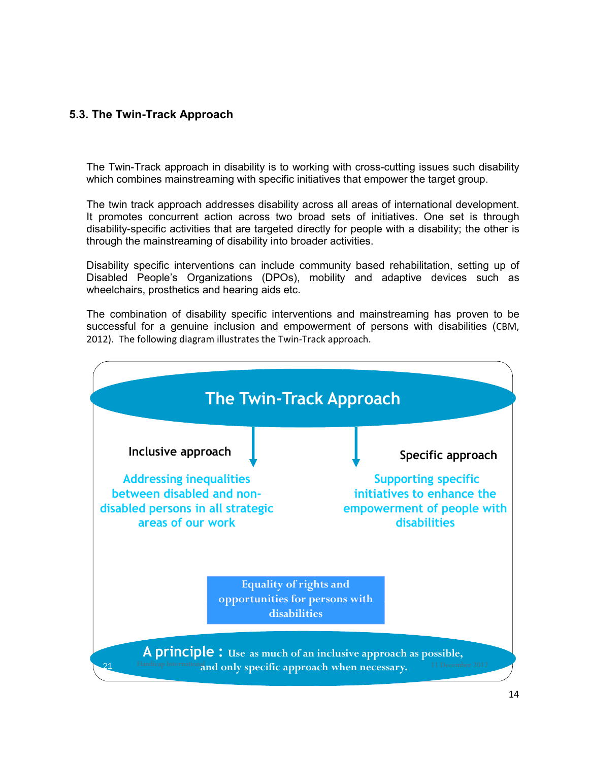### 5.3. The Twin-Track Approach

The Twin-Track approach in disability is to working with cross-cutting issues such disability which combines mainstreaming with specific initiatives that empower the target group.

The twin track approach addresses disability across all areas of international development. It promotes concurrent action across two broad sets of initiatives. One set is through disability-specific activities that are targeted directly for people with a disability; the other is through the mainstreaming of disability into broader activities.

Disability specific interventions can include community based rehabilitation, setting up of Disabled People's Organizations (DPOs), mobility and adaptive devices such as wheelchairs, prosthetics and hearing aids etc.

The combination of disability specific interventions and mainstreaming has proven to be successful for a genuine inclusion and empowerment of persons with disabilities (CBM, 2012). The following diagram illustrates the Twin-Track approach.

**The Twin-Track Approach**

**Inclusive approach**

Addressing inequalities between disabled and non-disabled persons in all strategic areas of our work

**Specific approach**

Supporting specific initiatives to enhance the empowerment of people with disabilities

Equality of rights and opportunities for persons with disabilities

**A principle :** Use as much of an inclusive approach as possible, and only specific approach when necessary.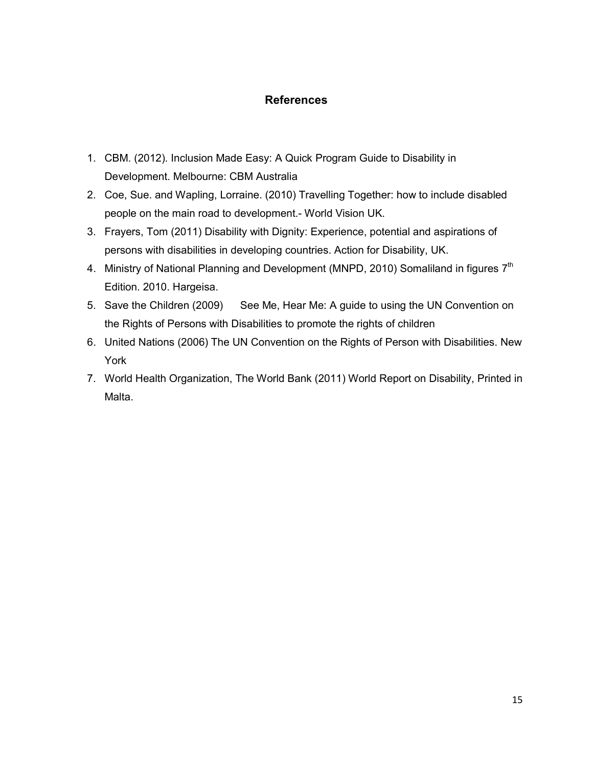## References

1. CBM. (2012). Inclusion Made Easy: A Quick Program Guide to Disability in Development. Melbourne: CBM Australia
2. Coe, Sue. and Wapling, Lorraine. (2010) Travelling Together: how to include disabled people on the main road to development.- World Vision UK.
3. Frayers, Tom (2011) Disability with Dignity: Experience, potential and aspirations of persons with disabilities in developing countries. Action for Disability, UK.
4. Ministry of National Planning and Development (MNPD, 2010) Somaliland in figures 7th Edition. 2010. Hargeisa.
5. Save the Children (2009) See Me, Hear Me: A guide to using the UN Convention on the Rights of Persons with Disabilities to promote the rights of children
6. United Nations (2006) The UN Convention on the Rights of Person with Disabilities. New York
7. World Health Organization, The World Bank (2011) World Report on Disability, Printed in Malta.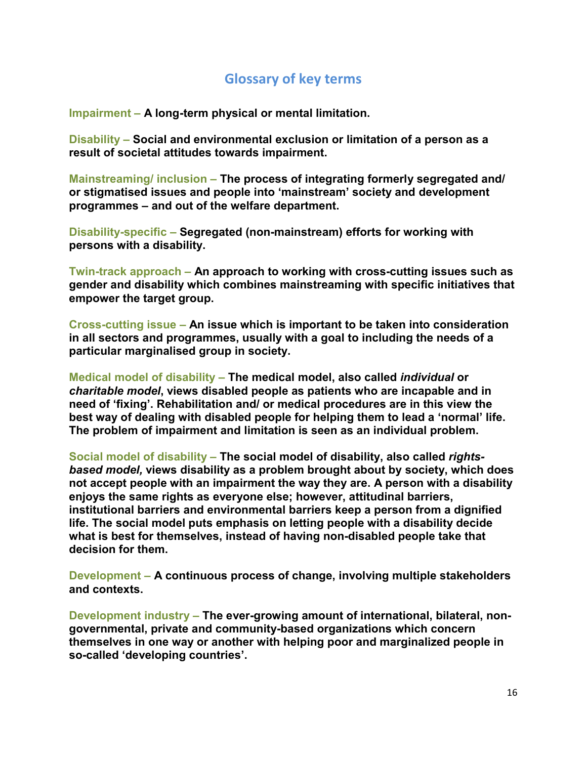## Glossary of key terms

**Impairment** – **A long-term physical or mental limitation.**

**Disability** – **Social and environmental exclusion or limitation of a person as a result of societal attitudes towards impairment.**

**Mainstreaming/ inclusion** – **The process of integrating formerly segregated and/ or stigmatised issues and people into 'mainstream' society and development programmes – and out of the welfare department.**

**Disability-specific** – **Segregated (non-mainstream) efforts for working with persons with a disability.**

**Twin-track approach** – **An approach to working with cross-cutting issues such as gender and disability which combines mainstreaming with specific initiatives that empower the target group.**

**Cross-cutting issue** – **An issue which is important to be taken into consideration in all sectors and programmes, usually with a goal to including the needs of a particular marginalised group in society.**

**Medical model of disability** – **The medical model, also called *individual* or *charitable model*, views disabled people as patients who are incapable and in need of 'fixing'. Rehabilitation and/ or medical procedures are in this view the best way of dealing with disabled people for helping them to lead a 'normal' life. The problem of impairment and limitation is seen as an individual problem.**

**Social model of disability** – **The social model of disability, also called *rights-based model,* views disability as a problem brought about by society, which does not accept people with an impairment the way they are. A person with a disability enjoys the same rights as everyone else; however, attitudinal barriers, institutional barriers and environmental barriers keep a person from a dignified life. The social model puts emphasis on letting people with a disability decide what is best for themselves, instead of having non-disabled people take that decision for them.**

**Development** – **A continuous process of change, involving multiple stakeholders and contexts.**

**Development industry** – **The ever-growing amount of international, bilateral, non-governmental, private and community-based organizations which concern themselves in one way or another with helping poor and marginalized people in so-called 'developing countries'.**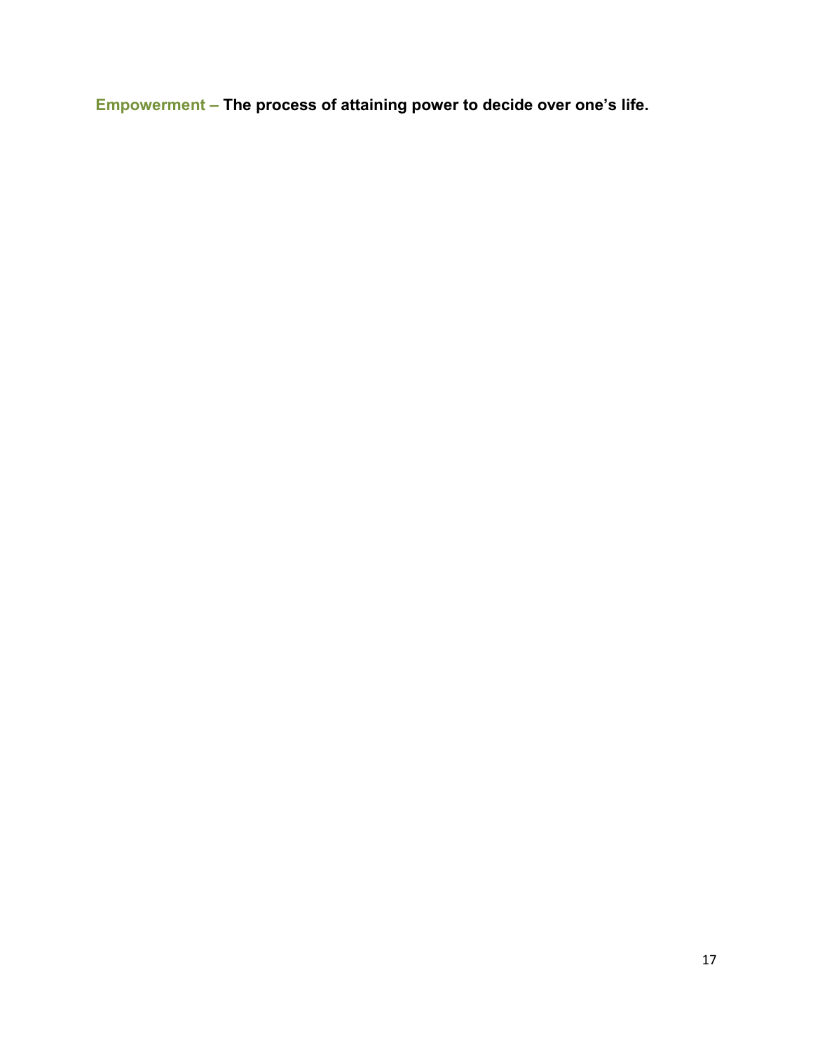**Empowerment – The process of attaining power to decide over one's life.**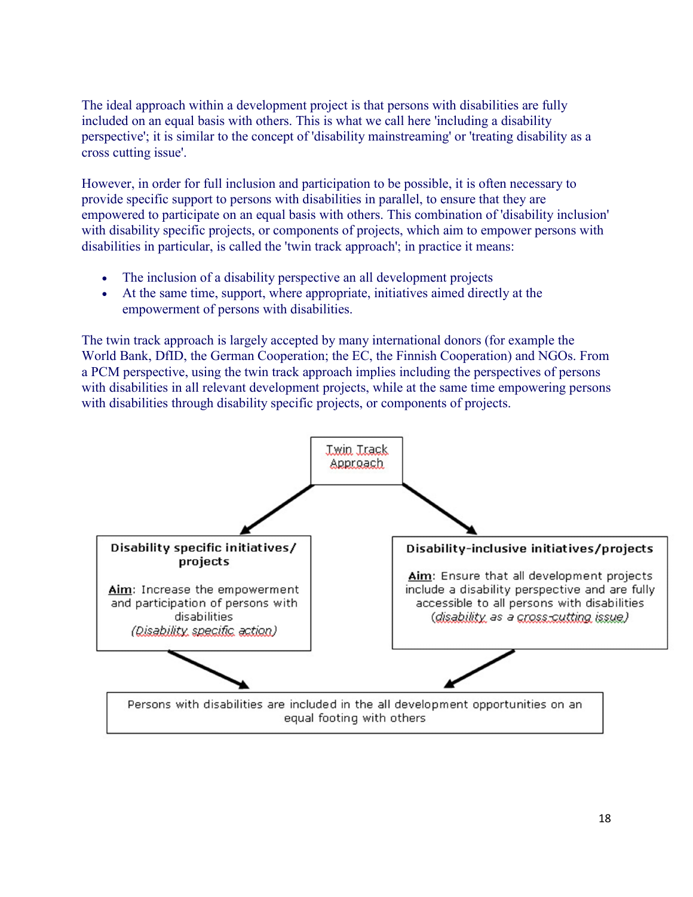The ideal approach within a development project is that persons with disabilities are fully included on an equal basis with others. This is what we call here 'including a disability perspective'; it is similar to the concept of 'disability mainstreaming' or 'treating disability as a cross cutting issue'.

However, in order for full inclusion and participation to be possible, it is often necessary to provide specific support to persons with disabilities in parallel, to ensure that they are empowered to participate on an equal basis with others. This combination of 'disability inclusion' with disability specific projects, or components of projects, which aim to empower persons with disabilities in particular, is called the 'twin track approach'; in practice it means:

- The inclusion of a disability perspective an all development projects
- At the same time, support, where appropriate, initiatives aimed directly at the empowerment of persons with disabilities.

The twin track approach is largely accepted by many international donors (for example the World Bank, DfID, the German Cooperation; the EC, the Finnish Cooperation) and NGOs. From a PCM perspective, using the twin track approach implies including the perspectives of persons with disabilities in all relevant development projects, while at the same time empowering persons with disabilities through disability specific projects, or components of projects.

Twin Track Approach

**Disability specific initiatives/ projects**

**Aim**: Increase the empowerment and participation of persons with disabilities
*(Disability specific action)*

**Disability-inclusive initiatives/projects**

**Aim**: Ensure that all development projects include a disability perspective and are fully accessible to all persons with disabilities
*(disability as a cross-cutting issue)*

Persons with disabilities are included in the all development opportunities on an equal footing with others